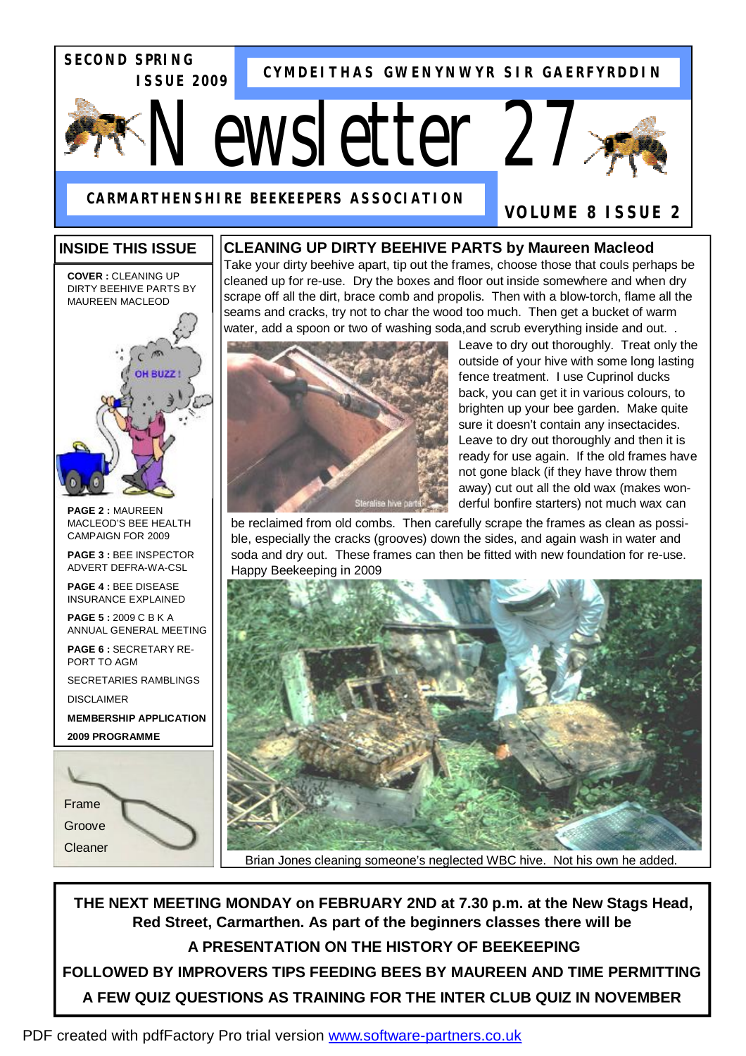**SECOND SPRING ISSUE 2009**

**CYMDEITHAS GWENYNWYR SIR GAERFYRDDIN**

# Newsletter 27

**CARMARTHENSHIRE BEEKEEPERS ASSOCIATION**

**VOLUME 8 ISSUE 2**

## INSIDE THIS ISSUE

**COVER :** CLEANING UP DIRTY BEEHIVE PARTS BY MAUREEN MACLEOD

OH BUZZ !

**PAGE 2 :** MAUREEN MACLEOD'S BEE HEALTH CAMPAIGN FOR 2009

**PAGE 3 :** BEE INSPECTOR ADVERT DEFRA-WA-CSL

**PAGE 4 :** BEE DISEASE INSURANCE EXPLAINED

**PAGE 5 :** 2009 C B K A ANNUAL GENERAL MEETING

**PAGE 6 :** SECRETARY REPORT TO AGM

SECRETARIES RAMBLINGS

DISCLAIMER

**MEMBERSHIP APPLICATION**

**2009 PROGRAMME**

Frame Groove Cleaner

## CLEANING UP DIRTY BEEHIVE PARTS by Maureen Macleod

Take your dirty beehive apart, tip out the frames, choose those that couls perhaps be cleaned up for re-use. Dry the boxes and floor out inside somewhere and when dry scrape off all the dirt, brace comb and propolis. Then with a blow-torch, flame all the seams and cracks, try not to char the wood too much. Then get a bucket of warm water, add a spoon or two of washing soda,and scrub everything inside and out. .

Steralise hive parts

Leave to dry out thoroughly. Treat only the outside of your hive with some long lasting fence treatment. I use Cuprinol ducks back, you can get it in various colours, to brighten up your bee garden. Make quite sure it doesn't contain any insectacides. Leave to dry out thoroughly and then it is ready for use again. If the old frames have not gone black (if they have throw them away) cut out all the old wax (makes wonderful bonfire starters) not much wax can be reclaimed from old combs. Then carefully scrape the frames as clean as possible, especially the cracks (grooves) down the sides, and again wash in water and soda and dry out. These frames can then be fitted with new foundation for re-use. Happy Beekeeping in 2009

Brian Jones cleaning someone's neglected WBC hive. Not his own he added.

**THE NEXT MEETING MONDAY on FEBRUARY 2ND at 7.30 p.m. at the New Stags Head, Red Street, Carmarthen. As part of the beginners classes there will be**

**A PRESENTATION ON THE HISTORY OF BEEKEEPING**

**FOLLOWED BY IMPROVERS TIPS FEEDING BEES BY MAUREEN AND TIME PERMITTING A FEW QUIZ QUESTIONS AS TRAINING FOR THE INTER CLUB QUIZ IN NOVEMBER**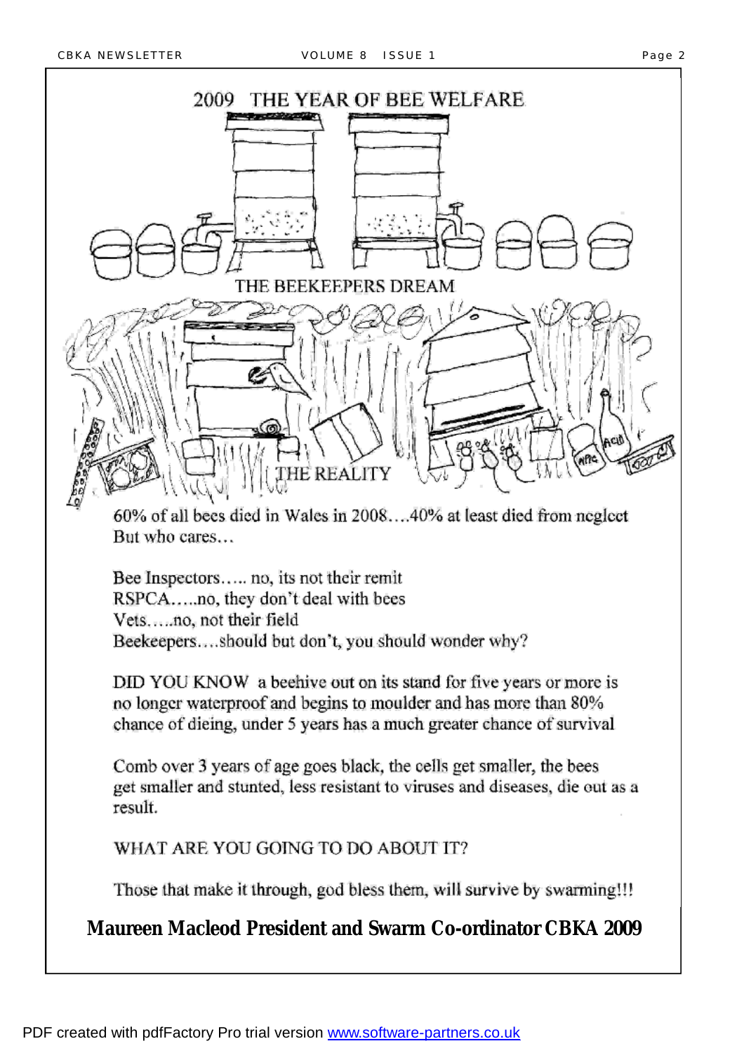# 2009 THE YEAR OF BEE WELFARE

THE BEEKEEPERS DREAM

THE REALITY

60% of all bees died in Wales in 2008….40% at least died from neglect
But who cares…

Bee Inspectors….. no, its not their remit
RSPCA…..no, they don't deal with bees
Vets…..no, not their field
Beekeepers….should but don't, you should wonder why?

DID YOU KNOW a beehive out on its stand for five years or more is no longer waterproof and begins to moulder and has more than 80% chance of dieing, under 5 years has a much greater chance of survival

Comb over 3 years of age goes black, the cells get smaller, the bees get smaller and stunted, less resistant to viruses and diseases, die out as a result.

WHAT ARE YOU GOING TO DO ABOUT IT?

Those that make it through, god bless them, will survive by swarming!!!

**Maureen Macleod President and Swarm Co-ordinator CBKA 2009**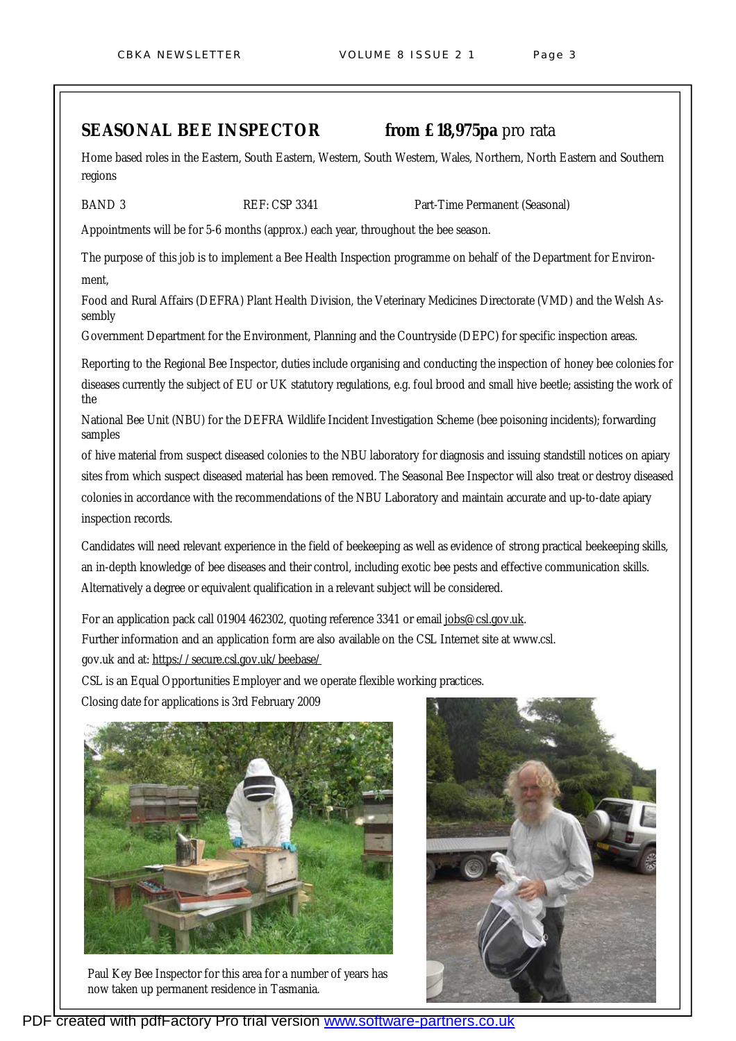## SEASONAL BEE INSPECTOR **from £18,975pa** pro rata

Home based roles in the Eastern, South Eastern, Western, South Western, Wales, Northern, North Eastern and Southern regions

BAND 3 REF: CSP 3341 Part-Time Permanent (Seasonal)

Appointments will be for 5-6 months (approx.) each year, throughout the bee season.

The purpose of this job is to implement a Bee Health Inspection programme on behalf of the Department for Environment, Food and Rural Affairs (DEFRA) Plant Health Division, the Veterinary Medicines Directorate (VMD) and the Welsh Assembly Government Department for the Environment, Planning and the Countryside (DEPC) for specific inspection areas.

Reporting to the Regional Bee Inspector, duties include organising and conducting the inspection of honey bee colonies for diseases currently the subject of EU or UK statutory regulations, e.g. foul brood and small hive beetle; assisting the work of the National Bee Unit (NBU) for the DEFRA Wildlife Incident Investigation Scheme (bee poisoning incidents); forwarding samples of hive material from suspect diseased colonies to the NBU laboratory for diagnosis and issuing standstill notices on apiary sites from which suspect diseased material has been removed. The Seasonal Bee Inspector will also treat or destroy diseased colonies in accordance with the recommendations of the NBU Laboratory and maintain accurate and up-to-date apiary inspection records.

Candidates will need relevant experience in the field of beekeeping as well as evidence of strong practical beekeeping skills, an in-depth knowledge of bee diseases and their control, including exotic bee pests and effective communication skills. Alternatively a degree or equivalent qualification in a relevant subject will be considered.

For an application pack call 01904 462302, quoting reference 3341 or email jobs@csl.gov.uk.
Further information and an application form are also available on the CSL Internet site at www.csl.gov.uk and at: https://secure.csl.gov.uk/beebase/
CSL is an Equal Opportunities Employer and we operate flexible working practices.
Closing date for applications is 3rd February 2009

Paul Key Bee Inspector for this area for a number of years has now taken up permanent residence in Tasmania.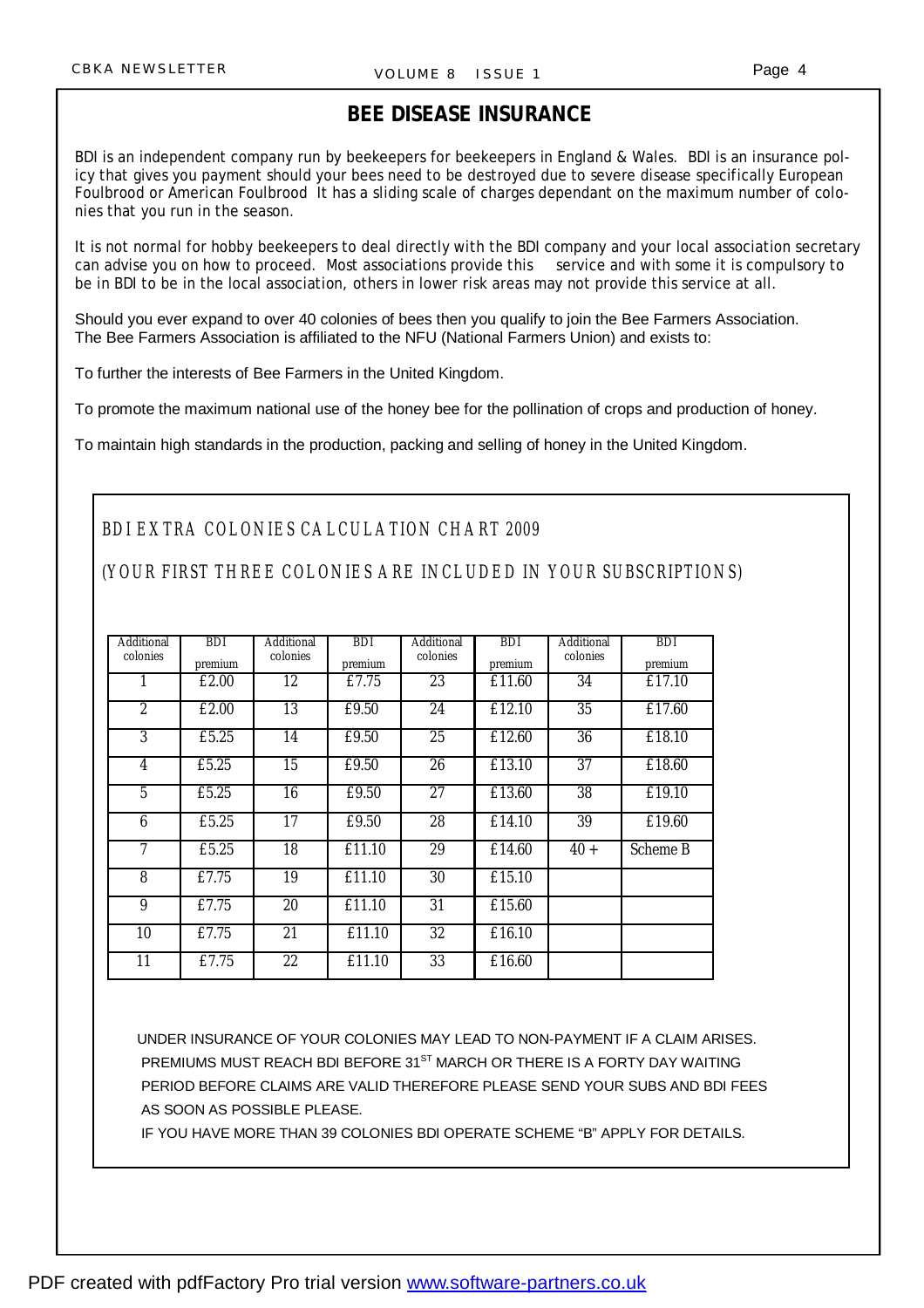# BEE DISEASE INSURANCE

BDI is an independent company run by beekeepers for beekeepers in England & Wales. BDI is an insurance policy that gives you payment should your bees need to be destroyed due to severe disease specifically European Foulbrood or American Foulbrood It has a sliding scale of charges dependant on the maximum number of colonies that you run in the season.

It is not normal for hobby beekeepers to deal directly with the BDI company and your local association secretary can advise you on how to proceed. Most associations provide this service and with some it is compulsory to be in BDI to be in the local association, others in lower risk areas may not provide this service at all.

Should you ever expand to over 40 colonies of bees then you qualify to join the Bee Farmers Association. The Bee Farmers Association is affiliated to the NFU (National Farmers Union) and exists to:

To further the interests of Bee Farmers in the United Kingdom.

To promote the maximum national use of the honey bee for the pollination of crops and production of honey.

To maintain high standards in the production, packing and selling of honey in the United Kingdom.

## BDI EXTRA COLONIES CALCULATION CHART 2009

(YOUR FIRST THREE COLONIES ARE INCLUDED IN YOUR SUBSCRIPTIONS)

| Additional colonies | BDI premium | Additional colonies | BDI premium | Additional colonies | BDI premium | Additional colonies | BDI premium |
|---|---|---|---|---|---|---|---|
| 1 | £2.00 | 12 | £7.75 | 23 | £11.60 | 34 | £17.10 |
| 2 | £2.00 | 13 | £9.50 | 24 | £12.10 | 35 | £17.60 |
| 3 | £5.25 | 14 | £9.50 | 25 | £12.60 | 36 | £18.10 |
| 4 | £5.25 | 15 | £9.50 | 26 | £13.10 | 37 | £18.60 |
| 5 | £5.25 | 16 | £9.50 | 27 | £13.60 | 38 | £19.10 |
| 6 | £5.25 | 17 | £9.50 | 28 | £14.10 | 39 | £19.60 |
| 7 | £5.25 | 18 | £11.10 | 29 | £14.60 | 40 + | Scheme B |
| 8 | £7.75 | 19 | £11.10 | 30 | £15.10 | | |
| 9 | £7.75 | 20 | £11.10 | 31 | £15.60 | | |
| 10 | £7.75 | 21 | £11.10 | 32 | £16.10 | | |
| 11 | £7.75 | 22 | £11.10 | 33 | £16.60 | | |

UNDER INSURANCE OF YOUR COLONIES MAY LEAD TO NON-PAYMENT IF A CLAIM ARISES. PREMIUMS MUST REACH BDI BEFORE 31ST MARCH OR THERE IS A FORTY DAY WAITING PERIOD BEFORE CLAIMS ARE VALID THEREFORE PLEASE SEND YOUR SUBS AND BDI FEES AS SOON AS POSSIBLE PLEASE.

IF YOU HAVE MORE THAN 39 COLONIES BDI OPERATE SCHEME "B" APPLY FOR DETAILS.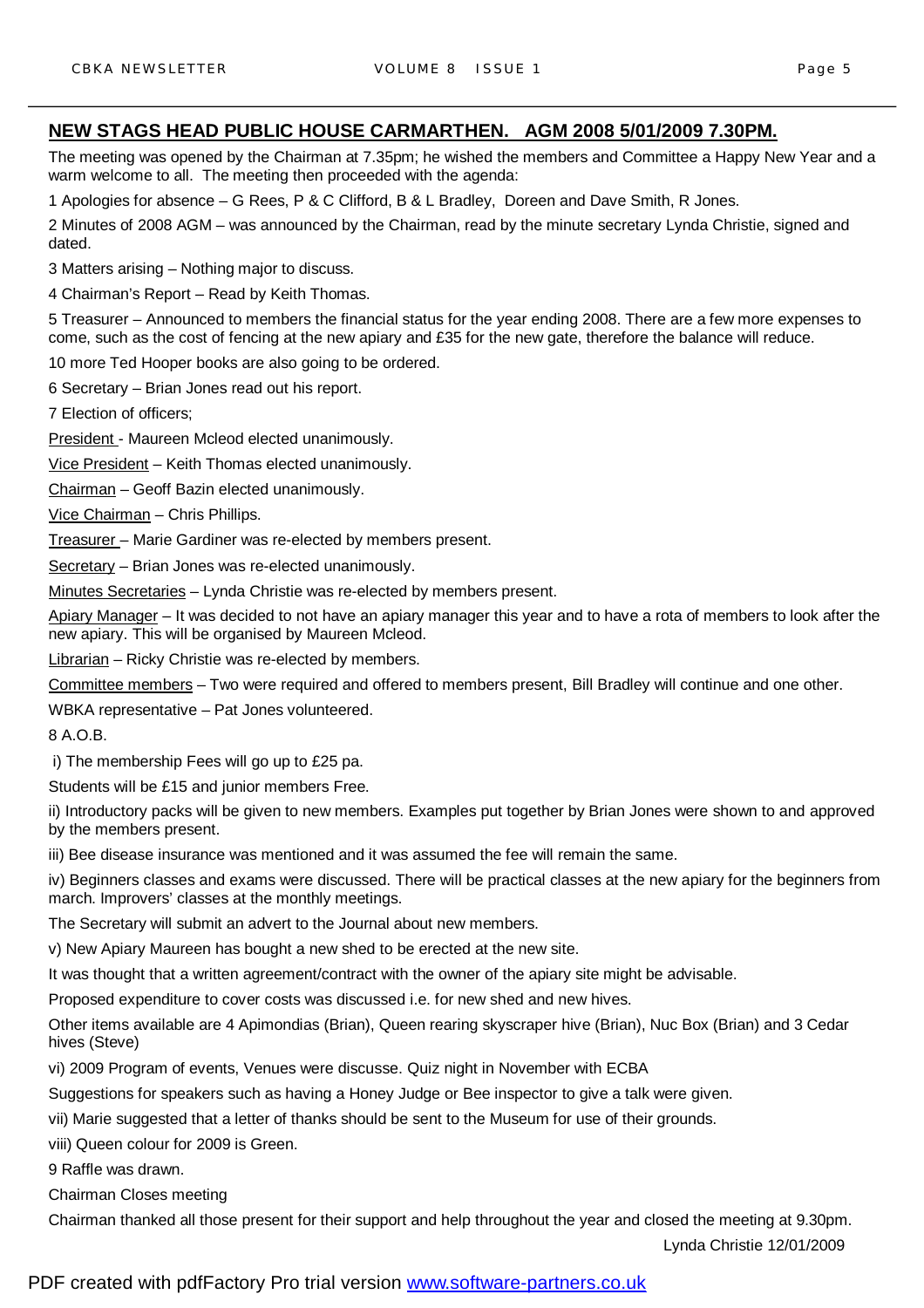## NEW STAGS HEAD PUBLIC HOUSE CARMARTHEN. AGM 2008 5/01/2009 7.30PM.

The meeting was opened by the Chairman at 7.35pm; he wished the members and Committee a Happy New Year and a warm welcome to all. The meeting then proceeded with the agenda:

1 Apologies for absence – G Rees, P & C Clifford, B & L Bradley, Doreen and Dave Smith, R Jones.

2 Minutes of 2008 AGM – was announced by the Chairman, read by the minute secretary Lynda Christie, signed and dated.

3 Matters arising – Nothing major to discuss.

4 Chairman's Report – Read by Keith Thomas.

5 Treasurer – Announced to members the financial status for the year ending 2008. There are a few more expenses to come, such as the cost of fencing at the new apiary and £35 for the new gate, therefore the balance will reduce.

10 more Ted Hooper books are also going to be ordered.

6 Secretary – Brian Jones read out his report.

7 Election of officers;

President - Maureen Mcleod elected unanimously.

Vice President – Keith Thomas elected unanimously.

Chairman – Geoff Bazin elected unanimously.

Vice Chairman – Chris Phillips.

Treasurer – Marie Gardiner was re-elected by members present.

Secretary – Brian Jones was re-elected unanimously.

Minutes Secretaries – Lynda Christie was re-elected by members present.

Apiary Manager – It was decided to not have an apiary manager this year and to have a rota of members to look after the new apiary. This will be organised by Maureen Mcleod.

Librarian – Ricky Christie was re-elected by members.

Committee members – Two were required and offered to members present, Bill Bradley will continue and one other.

WBKA representative – Pat Jones volunteered.

8 A.O.B.

i) The membership Fees will go up to £25 pa.

Students will be £15 and junior members Free.

ii) Introductory packs will be given to new members. Examples put together by Brian Jones were shown to and approved by the members present.

iii) Bee disease insurance was mentioned and it was assumed the fee will remain the same.

iv) Beginners classes and exams were discussed. There will be practical classes at the new apiary for the beginners from march. Improvers' classes at the monthly meetings.

The Secretary will submit an advert to the Journal about new members.

v) New Apiary Maureen has bought a new shed to be erected at the new site.

It was thought that a written agreement/contract with the owner of the apiary site might be advisable.

Proposed expenditure to cover costs was discussed i.e. for new shed and new hives.

Other items available are 4 Apimondias (Brian), Queen rearing skyscraper hive (Brian), Nuc Box (Brian) and 3 Cedar hives (Steve)

vi) 2009 Program of events, Venues were discusse. Quiz night in November with ECBA

Suggestions for speakers such as having a Honey Judge or Bee inspector to give a talk were given.

vii) Marie suggested that a letter of thanks should be sent to the Museum for use of their grounds.

viii) Queen colour for 2009 is Green.

9 Raffle was drawn.

Chairman Closes meeting

Chairman thanked all those present for their support and help throughout the year and closed the meeting at 9.30pm.

Lynda Christie 12/01/2009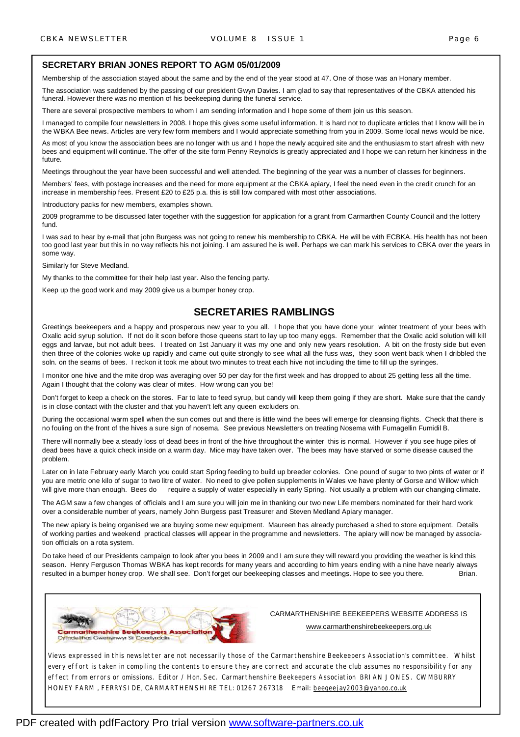## SECRETARY BRIAN JONES REPORT TO AGM 05/01/2009

Membership of the association stayed about the same and by the end of the year stood at 47. One of those was an Honary member.

The association was saddened by the passing of our president Gwyn Davies. I am glad to say that representatives of the CBKA attended his funeral. However there was no mention of his beekeeping during the funeral service.

There are several prospective members to whom I am sending information and I hope some of them join us this season.

I managed to compile four newsletters in 2008. I hope this gives some useful information. It is hard not to duplicate articles that I know will be in the WBKA Bee news. Articles are very few form members and I would appreciate something from you in 2009. Some local news would be nice.

As most of you know the association bees are no longer with us and I hope the newly acquired site and the enthusiasm to start afresh with new bees and equipment will continue. The offer of the site form Penny Reynolds is greatly appreciated and I hope we can return her kindness in the future.

Meetings throughout the year have been successful and well attended. The beginning of the year was a number of classes for beginners.

Members' fees, with postage increases and the need for more equipment at the CBKA apiary, I feel the need even in the credit crunch for an increase in membership fees. Present £20 to £25 p.a. this is still low compared with most other associations.

Introductory packs for new members, examples shown.

2009 programme to be discussed later together with the suggestion for application for a grant from Carmarthen County Council and the lottery fund.

I was sad to hear by e-mail that john Burgess was not going to renew his membership to CBKA. He will be with ECBKA. His health has not been too good last year but this in no way reflects his not joining. I am assured he is well. Perhaps we can mark his services to CBKA over the years in some way.

Similarly for Steve Medland.

My thanks to the committee for their help last year. Also the fencing party.

Keep up the good work and may 2009 give us a bumper honey crop.

## SECRETARIES RAMBLINGS

Greetings beekeepers and a happy and prosperous new year to you all. I hope that you have done your winter treatment of your bees with Oxalic acid syrup solution. If not do it soon before those queens start to lay up too many eggs. Remember that the Oxalic acid solution will kill eggs and larvae, but not adult bees. I treated on 1st January it was my one and only new years resolution. A bit on the frosty side but even then three of the colonies woke up rapidly and came out quite strongly to see what all the fuss was, they soon went back when I dribbled the soln. on the seams of bees. I reckon it took me about two minutes to treat each hive not including the time to fill up the syringes.

I monitor one hive and the mite drop was averaging over 50 per day for the first week and has dropped to about 25 getting less all the time. Again I thought that the colony was clear of mites. How wrong can you be!

Don't forget to keep a check on the stores. Far to late to feed syrup, but candy will keep them going if they are short. Make sure that the candy is in close contact with the cluster and that you haven't left any queen excluders on.

During the occasional warm spell when the sun comes out and there is little wind the bees will emerge for cleansing flights. Check that there is no fouling on the front of the hives a sure sign of nosema. See previous Newsletters on treating Nosema with Fumagellin Fumidil B.

There will normally bee a steady loss of dead bees in front of the hive throughout the winter this is normal. However if you see huge piles of dead bees have a quick check inside on a warm day. Mice may have taken over. The bees may have starved or some disease caused the problem.

Later on in late February early March you could start Spring feeding to build up breeder colonies. One pound of sugar to two pints of water or if you are metric one kilo of sugar to two litre of water. No need to give pollen supplements in Wales we have plenty of Gorse and Willow which will give more than enough. Bees do require a supply of water especially in early Spring. Not usually a problem with our changing climate.

The AGM saw a few changes of officials and I am sure you will join me in thanking our two new Life members nominated for their hard work over a considerable number of years, namely John Burgess past Treasurer and Steven Medland Apiary manager.

The new apiary is being organised we are buying some new equipment. Maureen has already purchased a shed to store equipment. Details of working parties and weekend practical classes will appear in the programme and newsletters. The apiary will now be managed by association officials on a rota system.

Do take heed of our Presidents campaign to look after you bees in 2009 and I am sure they will reward you providing the weather is kind this season. Henry Ferguson Thomas WBKA has kept records for many years and according to him years ending with a nine have nearly always resulted in a bumper honey crop. We shall see. Don't forget our beekeeping classes and meetings. Hope to see you there. Brian.

---

Carmarthenshire Beekeepers Association
Cymdeithas Gwenynwyr Sir Gaerfyrddin

CARMARTHENSHIRE BEEKEEPERS WEBSITE ADDRESS IS

www.carmarthenshirebeekeepers.org.uk

*Views expressed in this newsletter are not necessarily those of the Carmarthenshire Beekeepers Association's committee. Whilst every effort is taken in compiling the contents to ensure they are correct and accurate the club assumes no responsibility for any effect from errors or omissions. Editor / Hon. Sec. Carmarthenshire Beekeepers Association BRIAN JONES. CWMBURRY HONEY FARM, FERRYSIDE, CARMARTHENSHIRE TEL: 01267 267318 Email: beegeejay2003@yahoo.co.uk*